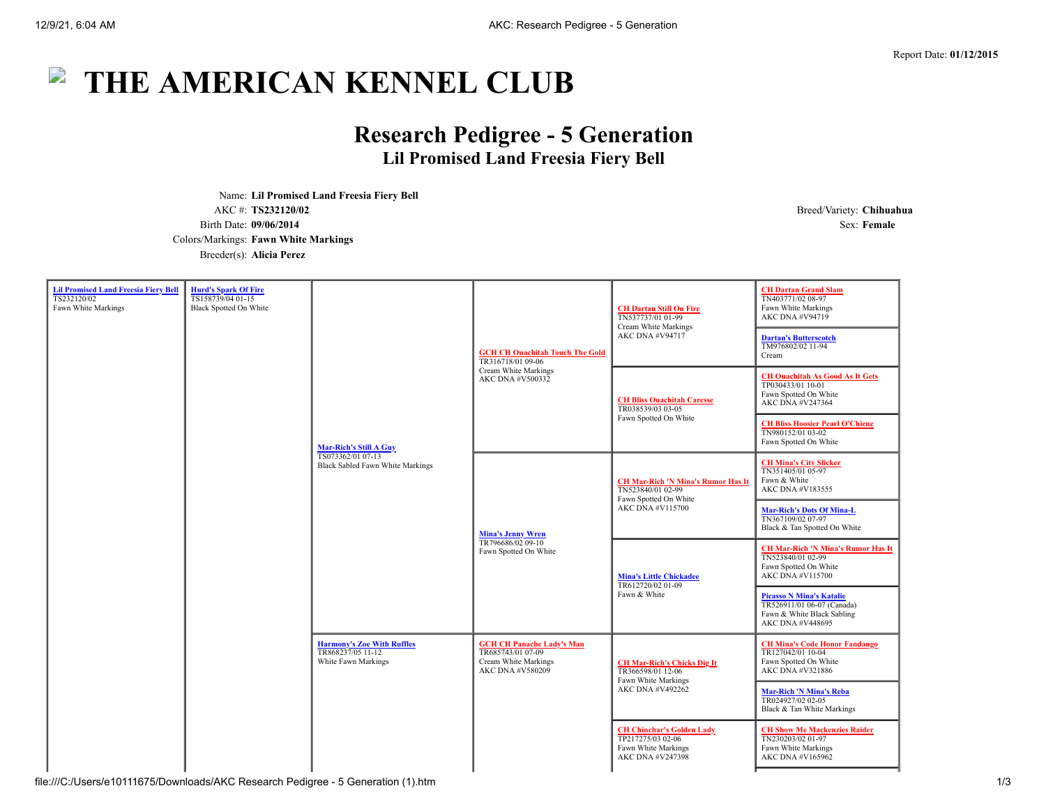Report Date: **01/12/2015**

# THE AMERICAN KENNEL CLUB

## Research Pedigree - 5 Generation

### Lil Promised Land Freesia Fiery Bell

Name: **Lil Promised Land Freesia Fiery Bell**
AKC #: **TS232120/02**
Birth Date: **09/06/2014**
Colors/Markings: **Fawn White Markings**
Breeder(s): **Alicia Perez**

Breed/Variety: **Chihuahua**
Sex: **Female**

| Dog | Parent | Grandparent | Great-Grandparent | Great-Great-Grandparent | Great-Great-Great-Grandparent |
|---|---|---|---|---|---|
| Lil Promised Land Freesia Fiery Bell TS232120/02 Fawn White Markings | Hurd's Spark Of Fire TS158739/04 01-15 Black Spotted On White | Mar-Rich's Still A Guy TS073362/01 07-13 Black Sabled Fawn White Markings | GCH CH Ouachitah Touch The Gold TR316718/01 09-06 Cream White Markings AKC DNA #V500332 | CH Dartan Still On Fire TN537737/01 01-99 Cream White Markings AKC DNA #V94717 | CH Dartan Grand Slam TN403771/02 08-97 Fawn White Markings AKC DNA #V94719 |
| | | | | | Dartan's Butterscotch TM976802/02 11-94 Cream |
| | | | | CH Bliss Ouachitah Caresse TR038539/03 03-05 Fawn Spotted On White | CH Ouachitah As Good As It Gets TP030433/01 10-01 Fawn Spotted On White AKC DNA #V247364 |
| | | | | | CH Bliss Hoosier Pearl O'Chiene TN980152/01 03-02 Fawn Spotted On White |
| | | | Mina's Jenny Wren TR796686/02 09-10 Fawn Spotted On White | CH Mar-Rich 'N Mina's Rumor Has It TN523840/01 02-99 Fawn Spotted On White AKC DNA #V115700 | CH Mina's City Slicker TN351405/01 05-97 Fawn & White AKC DNA #V183555 |
| | | | | | Mar-Rich's Dots Of Mina-L TN367109/02 07-97 Black & Tan Spotted On White |
| | | | | Mina's Little Chickadee TR612720/02 01-09 Fawn & White | CH Mar-Rich 'N Mina's Rumor Has It TN523840/01 02-99 Fawn Spotted On White AKC DNA #V115700 |
| | | | | | Picasso N Mina's Katalie TR526911/01 06-07 (Canada) Fawn & White Black Sabling AKC DNA #V448695 |
| | | Harmony's Zoe With Ruffles TR868237/05 11-12 White Fawn Markings | GCH CH Panache Lady's Man TR685743/01 07-09 Cream White Markings AKC DNA #V580209 | CH Mar-Rich's Chicks Dig It TR366598/01 12-06 Fawn White Markings AKC DNA #V492262 | CH Mina's Code Honor Fandango TR127042/01 10-04 Fawn Spotted On White AKC DNA #V321886 |
| | | | | | Mar-Rich 'N Mina's Reba TR024927/02 02-05 Black & Tan White Markings |
| | | | | CH Chinchar's Golden Lady TP217275/03 02-06 Fawn White Markings AKC DNA #V247398 | CH Show Me Mackenzies Raider TN230203/02 01-97 Fawn White Markings AKC DNA #V165962 |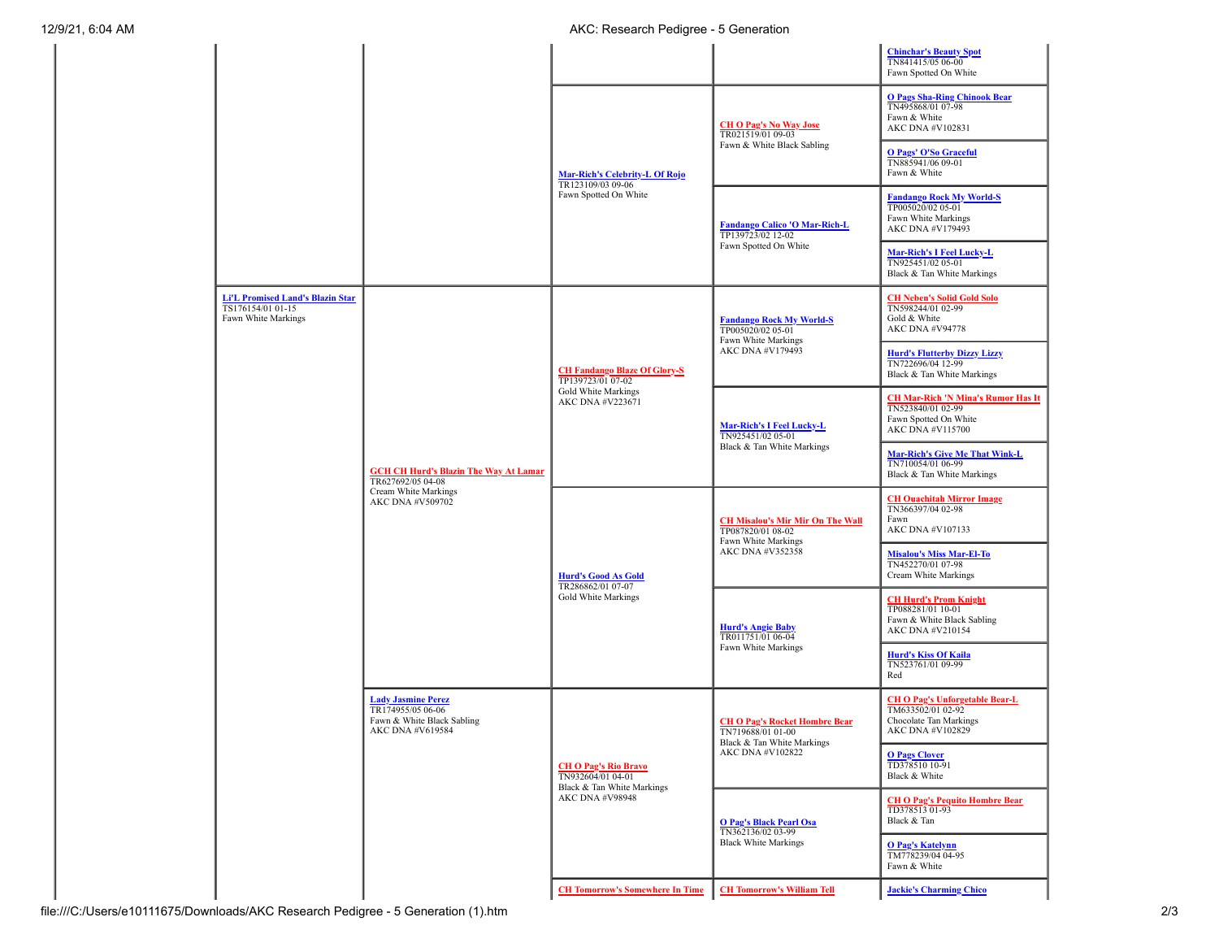| | | | | | |
|---|---|---|---|---|---|
| | | | | | **Chinchar's Beauty Spot** TN841415/05 06-00 Fawn Spotted On White |
| | | | **Mar-Rich's Celebrity-L Of Rojo** TR123109/03 09-06 Fawn Spotted On White | **CH O Pag's No Way Jose** TR021519/01 09-03 Fawn & White Black Sabling | **O Pags Sha-Ring Chinook Bear** TN495868/01 07-98 Fawn & White AKC DNA #V102831 |
| | | | | | **O Pags' O'So Graceful** TN885941/06 09-01 Fawn & White |
| | | | | **Fandango Calico 'O Mar-Rich-L** TP139723/02 12-02 Fawn Spotted On White | **Fandango Rock My World-S** TP005020/02 05-01 Fawn White Markings AKC DNA #V179493 |
| | | | | | **Mar-Rich's I Feel Lucky-L** TN925451/02 05-01 Black & Tan White Markings |
| | **Li'L Promised Land's Blazin Star** TS176154/01 01-15 Fawn White Markings | **GCH CH Hurd's Blazin The Way At Lamar** TR627692/05 04-08 Cream White Markings AKC DNA #V509702 | **CH Fandango Blaze Of Glory-S** TP139723/01 07-02 Gold White Markings AKC DNA #V223671 | **Fandango Rock My World-S** TP005020/02 05-01 Fawn White Markings AKC DNA #V179493 | **CH Neben's Solid Gold Solo** TN598244/01 02-99 Gold & White AKC DNA #V94778 |
| | | | | | **Hurd's Flutterby Dizzy Lizzy** TN722696/04 12-99 Black & Tan White Markings |
| | | | | **Mar-Rich's I Feel Lucky-L** TN925451/02 05-01 Black & Tan White Markings | **CH Mar-Rich 'N Mina's Rumor Has It** TN523840/01 02-99 Fawn Spotted On White AKC DNA #V115700 |
| | | | | | **Mar-Rich's Give Me That Wink-L** TN710054/01 06-99 Black & Tan White Markings |
| | | | **Hurd's Good As Gold** TR286862/01 07-07 Gold White Markings | **CH Misalou's Mir Mir On The Wall** TP087820/01 08-02 Fawn White Markings AKC DNA #V352358 | **CH Ouachitah Mirror Image** TN366397/04 02-98 Fawn AKC DNA #V107133 |
| | | | | | **Misalou's Miss Mar-El-To** TN452270/01 07-98 Cream White Markings |
| | | | | **Hurd's Angie Baby** TR011751/01 06-04 Fawn White Markings | **CH Hurd's Prom Knight** TP088281/01 10-01 Fawn & White Black Sabling AKC DNA #V210154 |
| | | | | | **Hurd's Kiss Of Kaila** TN523761/01 09-99 Red |
| | | **Lady Jasmine Perez** TR174955/05 06-06 Fawn & White Black Sabling AKC DNA #V619584 | **CH O Pag's Rio Bravo** TN932604/01 04-01 Black & Tan White Markings AKC DNA #V98948 | **CH O Pag's Rocket Hombre Bear** TN719688/01 01-00 Black & Tan White Markings AKC DNA #V102822 | **CH O Pag's Unforgetable Bear-L** TM633502/01 02-92 Chocolate Tan Markings AKC DNA #V102829 |
| | | | | | **O Pags Clover** TD378510 10-91 Black & White |
| | | | | **O Pag's Black Pearl Osa** TN362136/02 03-99 Black White Markings | **CH O Pag's Pequito Hombre Bear** TD378513 01-93 Black & Tan |
| | | | | | **O Pag's Katelynn** TM778239/04 04-95 Fawn & White |
| | | | **CH Tomorrow's Somewhere In Time** | **CH Tomorrow's William Tell** | **Jackie's Charming Chico** |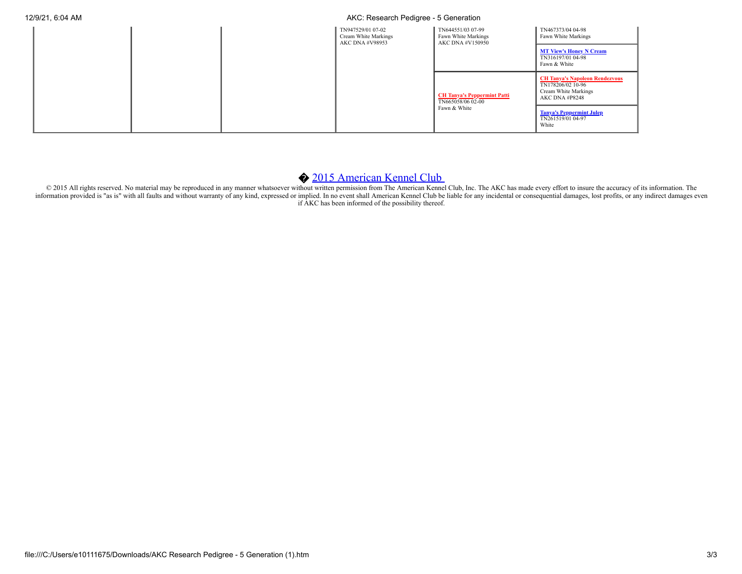| | | | | | |
|---|---|---|---|---|---|
| | | | TN947529/01 07-02<br>Cream White Markings<br>AKC DNA #V98953 | TN644551/03 07-99<br>Fawn White Markings<br>AKC DNA #V150950 | TN467373/04 04-98<br>Fawn White Markings |
| | | | | | **MT View's Honey N Cream**<br>TN316197/01 04-98<br>Fawn & White |
| | | | | **CH Tanya's Peppermint Patti**<br>TN665058/06 02-00<br>Fawn & White | **CH Tanya's Napoleon Rendezvous**<br>TN178206/02 10-96<br>Cream White Markings<br>AKC DNA #P8248 |
| | | | | | **Tanya's Peppermint Julep**<br>TN261519/01 04-97<br>White |

� 2015 American Kennel Club

© 2015 All rights reserved. No material may be reproduced in any manner whatsoever without written permission from The American Kennel Club, Inc. The AKC has made every effort to insure the accuracy of its information. The information provided is "as is" with all faults and without warranty of any kind, expressed or implied. In no event shall American Kennel Club be liable for any incidental or consequential damages, lost profits, or any indirect damages even if AKC has been informed of the possibility thereof.